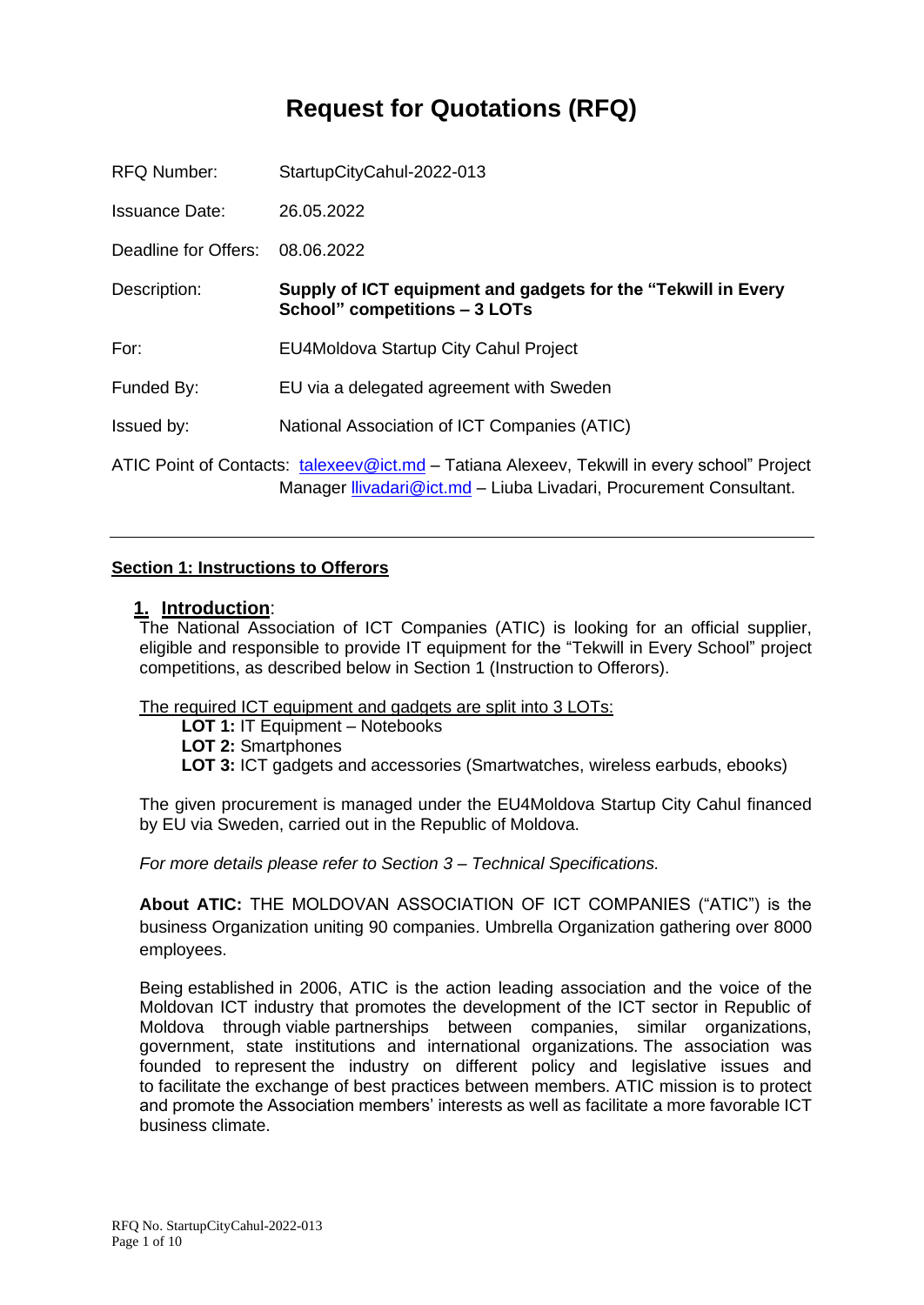# Request for Quotations (RFQ)

| | |
|---|---|
| RFQ Number: | StartupCityCahul-2022-013 |
| Issuance Date: | 26.05.2022 |
| Deadline for Offers: | 08.06.2022 |
| Description: | **Supply of ICT equipment and gadgets for the "Tekwill in Every School" competitions – 3 LOTs** |
| For: | EU4Moldova Startup City Cahul Project |
| Funded By: | EU via a delegated agreement with Sweden |
| Issued by: | National Association of ICT Companies (ATIC) |

ATIC Point of Contacts: talexeev@ict.md – Tatiana Alexeev, Tekwill in every school" Project Manager llivadari@ict.md – Liuba Livadari, Procurement Consultant.

---

## Section 1: Instructions to Offerors

### 1. Introduction:

The National Association of ICT Companies (ATIC) is looking for an official supplier, eligible and responsible to provide IT equipment for the "Tekwill in Every School" project competitions, as described below in Section 1 (Instruction to Offerors).

The required ICT equipment and gadgets are split into 3 LOTs:

- **LOT 1:** IT Equipment – Notebooks
- **LOT 2:** Smartphones
- **LOT 3:** ICT gadgets and accessories (Smartwatches, wireless earbuds, ebooks)

The given procurement is managed under the EU4Moldova Startup City Cahul financed by EU via Sweden, carried out in the Republic of Moldova.

*For more details please refer to Section 3 – Technical Specifications.*

**About ATIC:** THE MOLDOVAN ASSOCIATION OF ICT COMPANIES ("ATIC") is the business Organization uniting 90 companies. Umbrella Organization gathering over 8000 employees.

Being established in 2006, ATIC is the action leading association and the voice of the Moldovan ICT industry that promotes the development of the ICT sector in Republic of Moldova through viable partnerships between companies, similar organizations, government, state institutions and international organizations. The association was founded to represent the industry on different policy and legislative issues and to facilitate the exchange of best practices between members. ATIC mission is to protect and promote the Association members' interests as well as facilitate a more favorable ICT business climate.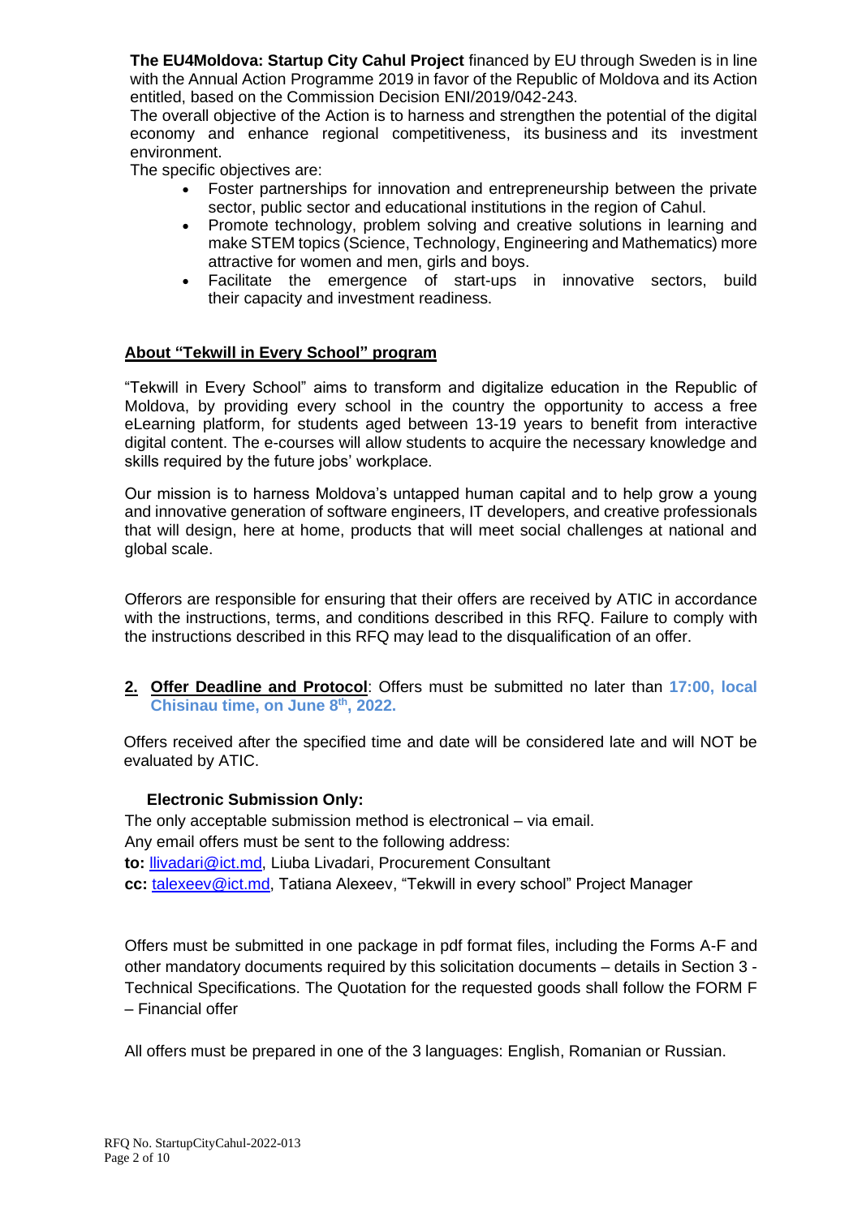**The EU4Moldova: Startup City Cahul Project** financed by EU through Sweden is in line with the Annual Action Programme 2019 in favor of the Republic of Moldova and its Action entitled, based on the Commission Decision ENI/2019/042-243.

The overall objective of the Action is to harness and strengthen the potential of the digital economy and enhance regional competitiveness, its business and its investment environment.

The specific objectives are:

- Foster partnerships for innovation and entrepreneurship between the private sector, public sector and educational institutions in the region of Cahul.
- Promote technology, problem solving and creative solutions in learning and make STEM topics (Science, Technology, Engineering and Mathematics) more attractive for women and men, girls and boys.
- Facilitate the emergence of start-ups in innovative sectors, build their capacity and investment readiness.

## About "Tekwill in Every School" program

"Tekwill in Every School" aims to transform and digitalize education in the Republic of Moldova, by providing every school in the country the opportunity to access a free eLearning platform, for students aged between 13-19 years to benefit from interactive digital content. The e-courses will allow students to acquire the necessary knowledge and skills required by the future jobs' workplace.

Our mission is to harness Moldova's untapped human capital and to help grow a young and innovative generation of software engineers, IT developers, and creative professionals that will design, here at home, products that will meet social challenges at national and global scale.

Offerors are responsible for ensuring that their offers are received by ATIC in accordance with the instructions, terms, and conditions described in this RFQ. Failure to comply with the instructions described in this RFQ may lead to the disqualification of an offer.

2. **Offer Deadline and Protocol**: Offers must be submitted no later than **17:00, local Chisinau time, on June 8th, 2022.**

Offers received after the specified time and date will be considered late and will NOT be evaluated by ATIC.

**Electronic Submission Only:**

The only acceptable submission method is electronical – via email.
Any email offers must be sent to the following address:
**to:** llivadari@ict.md, Liuba Livadari, Procurement Consultant
**cc:** talexeev@ict.md, Tatiana Alexeev, "Tekwill in every school" Project Manager

Offers must be submitted in one package in pdf format files, including the Forms A-F and other mandatory documents required by this solicitation documents – details in Section 3 - Technical Specifications. The Quotation for the requested goods shall follow the FORM F – Financial offer

All offers must be prepared in one of the 3 languages: English, Romanian or Russian.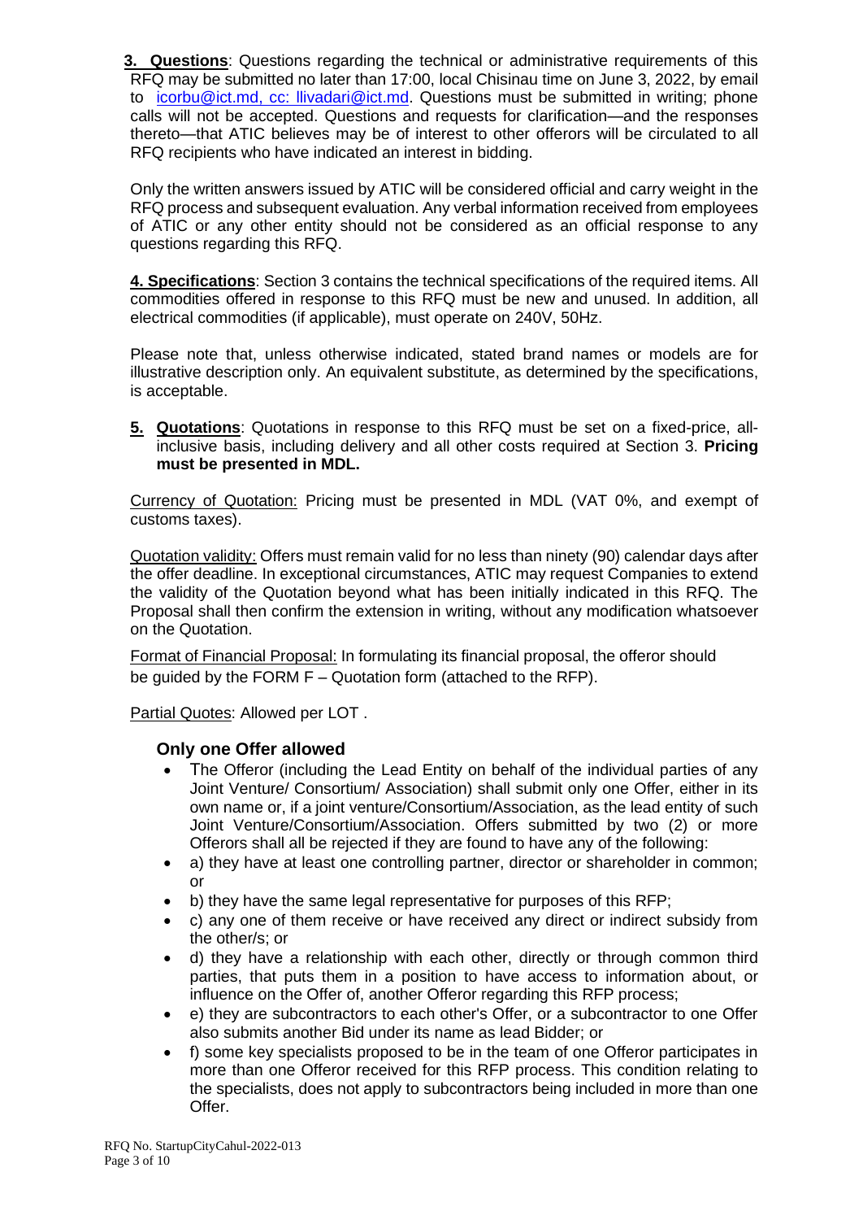**3. Questions**: Questions regarding the technical or administrative requirements of this RFQ may be submitted no later than 17:00, local Chisinau time on June 3, 2022, by email to icorbu@ict.md, cc: llivadari@ict.md. Questions must be submitted in writing; phone calls will not be accepted. Questions and requests for clarification—and the responses thereto—that ATIC believes may be of interest to other offerors will be circulated to all RFQ recipients who have indicated an interest in bidding.

Only the written answers issued by ATIC will be considered official and carry weight in the RFQ process and subsequent evaluation. Any verbal information received from employees of ATIC or any other entity should not be considered as an official response to any questions regarding this RFQ.

**4. Specifications**: Section 3 contains the technical specifications of the required items. All commodities offered in response to this RFQ must be new and unused. In addition, all electrical commodities (if applicable), must operate on 240V, 50Hz.

Please note that, unless otherwise indicated, stated brand names or models are for illustrative description only. An equivalent substitute, as determined by the specifications, is acceptable.

**5. Quotations**: Quotations in response to this RFQ must be set on a fixed-price, all-inclusive basis, including delivery and all other costs required at Section 3. **Pricing must be presented in MDL.**

Currency of Quotation: Pricing must be presented in MDL (VAT 0%, and exempt of customs taxes).

Quotation validity: Offers must remain valid for no less than ninety (90) calendar days after the offer deadline. In exceptional circumstances, ATIC may request Companies to extend the validity of the Quotation beyond what has been initially indicated in this RFQ. The Proposal shall then confirm the extension in writing, without any modification whatsoever on the Quotation.

Format of Financial Proposal: In formulating its financial proposal, the offeror should be guided by the FORM F – Quotation form (attached to the RFP).

Partial Quotes: Allowed per LOT .

### Only one Offer allowed

- The Offeror (including the Lead Entity on behalf of the individual parties of any Joint Venture/ Consortium/ Association) shall submit only one Offer, either in its own name or, if a joint venture/Consortium/Association, as the lead entity of such Joint Venture/Consortium/Association. Offers submitted by two (2) or more Offerors shall all be rejected if they are found to have any of the following:
- a) they have at least one controlling partner, director or shareholder in common; or
- b) they have the same legal representative for purposes of this RFP;
- c) any one of them receive or have received any direct or indirect subsidy from the other/s; or
- d) they have a relationship with each other, directly or through common third parties, that puts them in a position to have access to information about, or influence on the Offer of, another Offeror regarding this RFP process;
- e) they are subcontractors to each other's Offer, or a subcontractor to one Offer also submits another Bid under its name as lead Bidder; or
- f) some key specialists proposed to be in the team of one Offeror participates in more than one Offeror received for this RFP process. This condition relating to the specialists, does not apply to subcontractors being included in more than one Offer.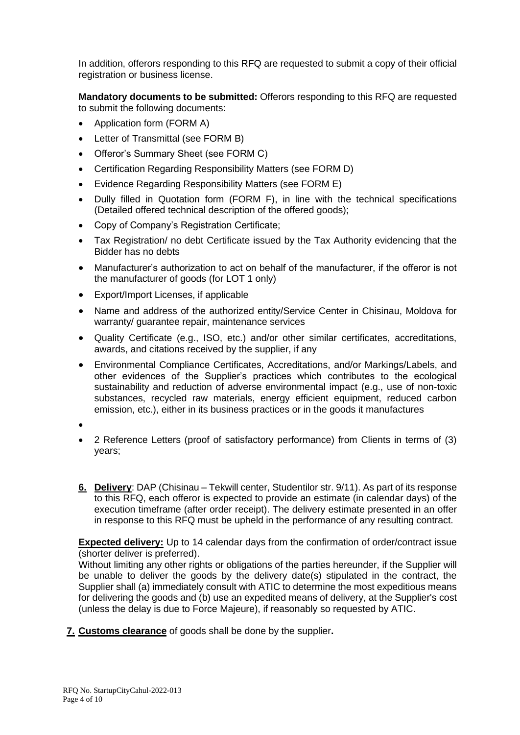In addition, offerors responding to this RFQ are requested to submit a copy of their official registration or business license.

**Mandatory documents to be submitted:** Offerors responding to this RFQ are requested to submit the following documents:

- Application form (FORM A)
- Letter of Transmittal (see FORM B)
- Offeror's Summary Sheet (see FORM C)
- Certification Regarding Responsibility Matters (see FORM D)
- Evidence Regarding Responsibility Matters (see FORM E)
- Dully filled in Quotation form (FORM F), in line with the technical specifications (Detailed offered technical description of the offered goods);
- Copy of Company's Registration Certificate;
- Tax Registration/ no debt Certificate issued by the Tax Authority evidencing that the Bidder has no debts
- Manufacturer's authorization to act on behalf of the manufacturer, if the offeror is not the manufacturer of goods (for LOT 1 only)
- Export/Import Licenses, if applicable
- Name and address of the authorized entity/Service Center in Chisinau, Moldova for warranty/ guarantee repair, maintenance services
- Quality Certificate (e.g., ISO, etc.) and/or other similar certificates, accreditations, awards, and citations received by the supplier, if any
- Environmental Compliance Certificates, Accreditations, and/or Markings/Labels, and other evidences of the Supplier's practices which contributes to the ecological sustainability and reduction of adverse environmental impact (e.g., use of non-toxic substances, recycled raw materials, energy efficient equipment, reduced carbon emission, etc.), either in its business practices or in the goods it manufactures
- 
- 2 Reference Letters (proof of satisfactory performance) from Clients in terms of (3) years;

**6. Delivery**: DAP (Chisinau – Tekwill center, Studentilor str. 9/11). As part of its response to this RFQ, each offeror is expected to provide an estimate (in calendar days) of the execution timeframe (after order receipt). The delivery estimate presented in an offer in response to this RFQ must be upheld in the performance of any resulting contract.

**Expected delivery:** Up to 14 calendar days from the confirmation of order/contract issue (shorter deliver is preferred).
Without limiting any other rights or obligations of the parties hereunder, if the Supplier will be unable to deliver the goods by the delivery date(s) stipulated in the contract, the Supplier shall (a) immediately consult with ATIC to determine the most expeditious means for delivering the goods and (b) use an expedited means of delivery, at the Supplier's cost (unless the delay is due to Force Majeure), if reasonably so requested by ATIC.

**7. Customs clearance** of goods shall be done by the supplier**.**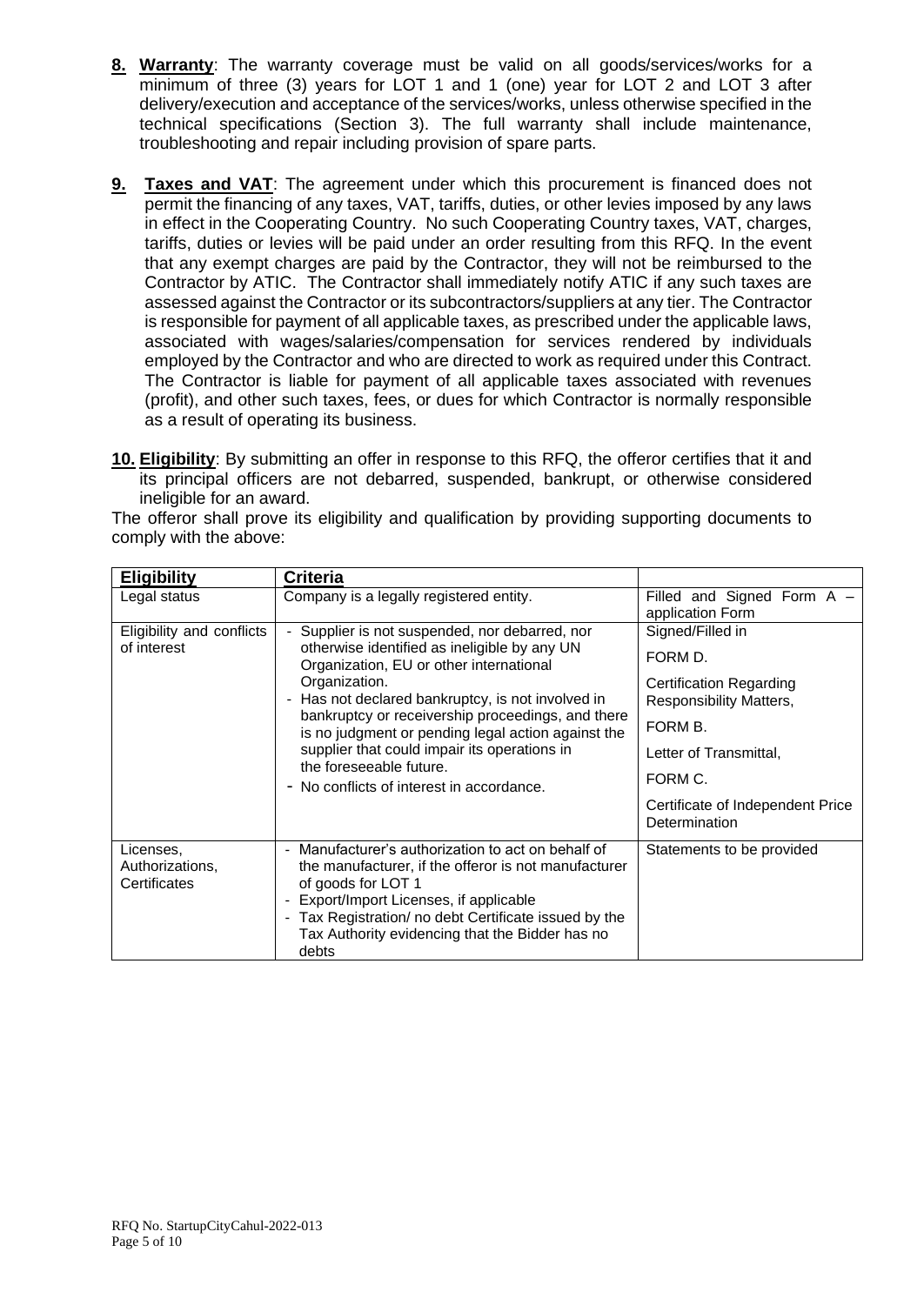8. **Warranty**: The warranty coverage must be valid on all goods/services/works for a minimum of three (3) years for LOT 1 and 1 (one) year for LOT 2 and LOT 3 after delivery/execution and acceptance of the services/works, unless otherwise specified in the technical specifications (Section 3). The full warranty shall include maintenance, troubleshooting and repair including provision of spare parts.

9. **Taxes and VAT**: The agreement under which this procurement is financed does not permit the financing of any taxes, VAT, tariffs, duties, or other levies imposed by any laws in effect in the Cooperating Country. No such Cooperating Country taxes, VAT, charges, tariffs, duties or levies will be paid under an order resulting from this RFQ. In the event that any exempt charges are paid by the Contractor, they will not be reimbursed to the Contractor by ATIC. The Contractor shall immediately notify ATIC if any such taxes are assessed against the Contractor or its subcontractors/suppliers at any tier. The Contractor is responsible for payment of all applicable taxes, as prescribed under the applicable laws, associated with wages/salaries/compensation for services rendered by individuals employed by the Contractor and who are directed to work as required under this Contract. The Contractor is liable for payment of all applicable taxes associated with revenues (profit), and other such taxes, fees, or dues for which Contractor is normally responsible as a result of operating its business.

10. **Eligibility**: By submitting an offer in response to this RFQ, the offeror certifies that it and its principal officers are not debarred, suspended, bankrupt, or otherwise considered ineligible for an award.

The offeror shall prove its eligibility and qualification by providing supporting documents to comply with the above:

| **Eligibility** | **Criteria** | |
|---|---|---|
| Legal status | Company is a legally registered entity. | Filled and Signed Form A – application Form |
| Eligibility and conflicts of interest | - Supplier is not suspended, nor debarred, nor otherwise identified as ineligible by any UN Organization, EU or other international Organization.<br>- Has not declared bankruptcy, is not involved in bankruptcy or receivership proceedings, and there is no judgment or pending legal action against the supplier that could impair its operations in the foreseeable future.<br>- No conflicts of interest in accordance. | Signed/Filled in<br>FORM D.<br>Certification Regarding Responsibility Matters,<br>FORM B.<br>Letter of Transmittal,<br>FORM C.<br>Certificate of Independent Price Determination |
| Licenses, Authorizations, Certificates | - Manufacturer's authorization to act on behalf of the manufacturer, if the offeror is not manufacturer of goods for LOT 1<br>- Export/Import Licenses, if applicable<br>- Tax Registration/ no debt Certificate issued by the Tax Authority evidencing that the Bidder has no debts | Statements to be provided |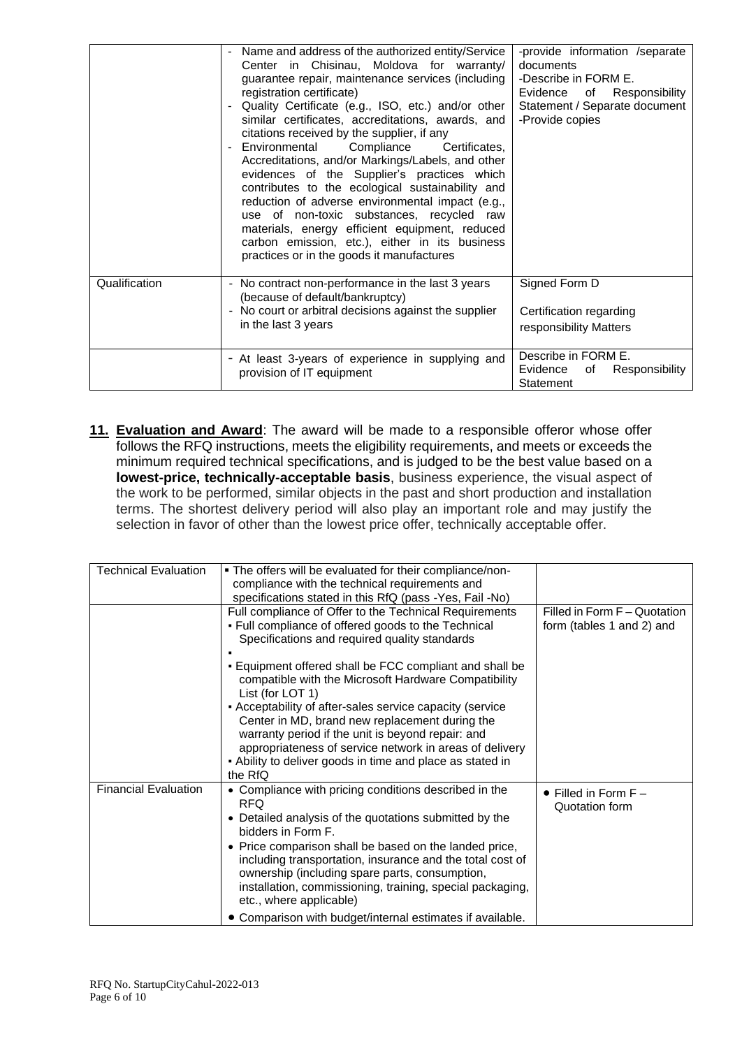| | | |
|---|---|---|
| | - Name and address of the authorized entity/Service Center in Chisinau, Moldova for warranty/ guarantee repair, maintenance services (including registration certificate)<br>- Quality Certificate (e.g., ISO, etc.) and/or other similar certificates, accreditations, awards, and citations received by the supplier, if any<br>- Environmental Compliance Certificates, Accreditations, and/or Markings/Labels, and other evidences of the Supplier's practices which contributes to the ecological sustainability and reduction of adverse environmental impact (e.g., use of non-toxic substances, recycled raw materials, energy efficient equipment, reduced carbon emission, etc.), either in its business practices or in the goods it manufactures | -provide information /separate documents<br>-Describe in FORM E. Evidence of Responsibility Statement / Separate document<br>-Provide copies |
| Qualification | - No contract non-performance in the last 3 years (because of default/bankruptcy)<br>- No court or arbitral decisions against the supplier in the last 3 years | Signed Form D<br><br>Certification regarding responsibility Matters |
| | - At least 3-years of experience in supplying and provision of IT equipment | Describe in FORM E. Evidence of Responsibility Statement |

**11. Evaluation and Award**: The award will be made to a responsible offeror whose offer follows the RFQ instructions, meets the eligibility requirements, and meets or exceeds the minimum required technical specifications, and is judged to be the best value based on a **lowest-price, technically-acceptable basis**, business experience, the visual aspect of the work to be performed, similar objects in the past and short production and installation terms. The shortest delivery period will also play an important role and may justify the selection in favor of other than the lowest price offer, technically acceptable offer.

| | | |
|---|---|---|
| Technical Evaluation | ▪ The offers will be evaluated for their compliance/non-compliance with the technical requirements and specifications stated in this RfQ (pass -Yes, Fail -No) | |
| | Full compliance of Offer to the Technical Requirements<br>▪ Full compliance of offered goods to the Technical Specifications and required quality standards<br>▪<br>▪ Equipment offered shall be FCC compliant and shall be compatible with the Microsoft Hardware Compatibility List (for LOT 1)<br>▪ Acceptability of after-sales service capacity (service Center in MD, brand new replacement during the warranty period if the unit is beyond repair: and appropriateness of service network in areas of delivery<br>▪ Ability to deliver goods in time and place as stated in the RfQ | Filled in Form F – Quotation form (tables 1 and 2) and |
| Financial Evaluation | • Compliance with pricing conditions described in the RFQ<br>• Detailed analysis of the quotations submitted by the bidders in Form F.<br>• Price comparison shall be based on the landed price, including transportation, insurance and the total cost of ownership (including spare parts, consumption, installation, commissioning, training, special packaging, etc., where applicable)<br>• Comparison with budget/internal estimates if available. | • Filled in Form F – Quotation form |

RFQ No. StartupCityCahul-2022-013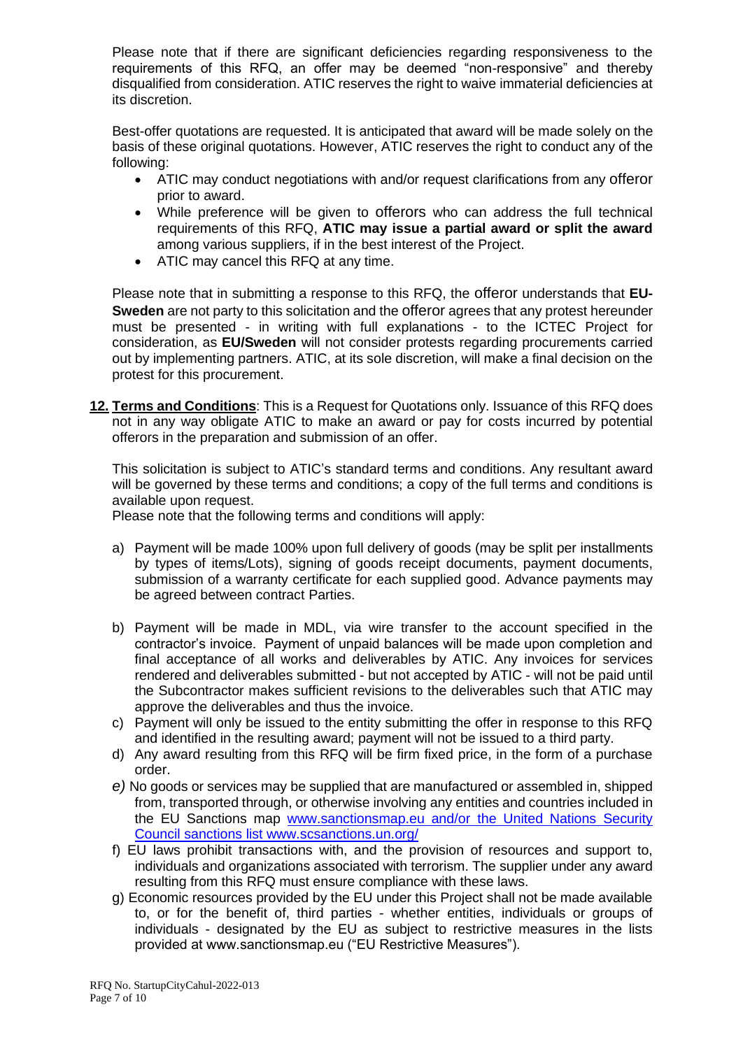Please note that if there are significant deficiencies regarding responsiveness to the requirements of this RFQ, an offer may be deemed "non-responsive" and thereby disqualified from consideration. ATIC reserves the right to waive immaterial deficiencies at its discretion.

Best-offer quotations are requested. It is anticipated that award will be made solely on the basis of these original quotations. However, ATIC reserves the right to conduct any of the following:

- ATIC may conduct negotiations with and/or request clarifications from any offeror prior to award.
- While preference will be given to offerors who can address the full technical requirements of this RFQ, **ATIC may issue a partial award or split the award** among various suppliers, if in the best interest of the Project.
- ATIC may cancel this RFQ at any time.

Please note that in submitting a response to this RFQ, the offeror understands that **EU-Sweden** are not party to this solicitation and the offeror agrees that any protest hereunder must be presented - in writing with full explanations - to the ICTEC Project for consideration, as **EU/Sweden** will not consider protests regarding procurements carried out by implementing partners. ATIC, at its sole discretion, will make a final decision on the protest for this procurement.

**12. Terms and Conditions**: This is a Request for Quotations only. Issuance of this RFQ does not in any way obligate ATIC to make an award or pay for costs incurred by potential offerors in the preparation and submission of an offer.

This solicitation is subject to ATIC's standard terms and conditions. Any resultant award will be governed by these terms and conditions; a copy of the full terms and conditions is available upon request.

Please note that the following terms and conditions will apply:

a) Payment will be made 100% upon full delivery of goods (may be split per installments by types of items/Lots), signing of goods receipt documents, payment documents, submission of a warranty certificate for each supplied good. Advance payments may be agreed between contract Parties.

b) Payment will be made in MDL, via wire transfer to the account specified in the contractor's invoice. Payment of unpaid balances will be made upon completion and final acceptance of all works and deliverables by ATIC. Any invoices for services rendered and deliverables submitted - but not accepted by ATIC - will not be paid until the Subcontractor makes sufficient revisions to the deliverables such that ATIC may approve the deliverables and thus the invoice.

c) Payment will only be issued to the entity submitting the offer in response to this RFQ and identified in the resulting award; payment will not be issued to a third party.

d) Any award resulting from this RFQ will be firm fixed price, in the form of a purchase order.

*e)* No goods or services may be supplied that are manufactured or assembled in, shipped from, transported through, or otherwise involving any entities and countries included in the EU Sanctions map www.sanctionsmap.eu and/or the United Nations Security Council sanctions list www.scsanctions.un.org/

f) EU laws prohibit transactions with, and the provision of resources and support to, individuals and organizations associated with terrorism. The supplier under any award resulting from this RFQ must ensure compliance with these laws.

g) Economic resources provided by the EU under this Project shall not be made available to, or for the benefit of, third parties - whether entities, individuals or groups of individuals - designated by the EU as subject to restrictive measures in the lists provided at www.sanctionsmap.eu ("EU Restrictive Measures").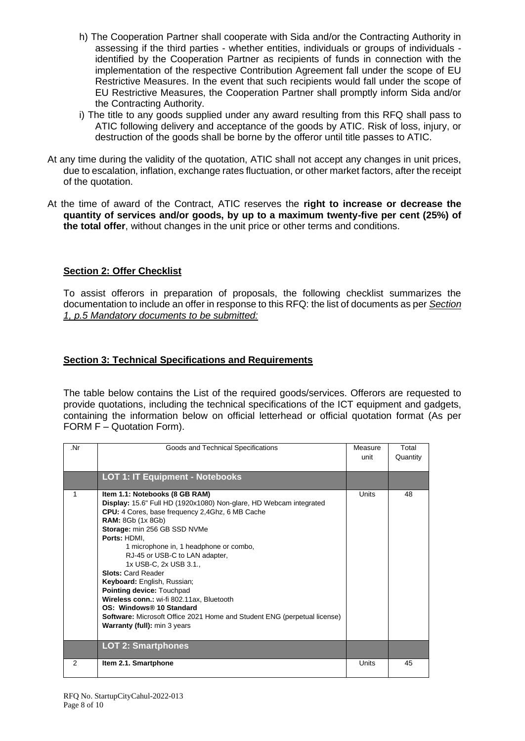h) The Cooperation Partner shall cooperate with Sida and/or the Contracting Authority in assessing if the third parties - whether entities, individuals or groups of individuals - identified by the Cooperation Partner as recipients of funds in connection with the implementation of the respective Contribution Agreement fall under the scope of EU Restrictive Measures. In the event that such recipients would fall under the scope of EU Restrictive Measures, the Cooperation Partner shall promptly inform Sida and/or the Contracting Authority.

i) The title to any goods supplied under any award resulting from this RFQ shall pass to ATIC following delivery and acceptance of the goods by ATIC. Risk of loss, injury, or destruction of the goods shall be borne by the offeror until title passes to ATIC.

At any time during the validity of the quotation, ATIC shall not accept any changes in unit prices, due to escalation, inflation, exchange rates fluctuation, or other market factors, after the receipt of the quotation.

At the time of award of the Contract, ATIC reserves the **right to increase or decrease the quantity of services and/or goods, by up to a maximum twenty-five per cent (25%) of the total offer**, without changes in the unit price or other terms and conditions.

## Section 2: Offer Checklist

To assist offerors in preparation of proposals, the following checklist summarizes the documentation to include an offer in response to this RFQ: the list of documents as per *Section 1, p.5 Mandatory documents to be submitted:*

## Section 3: Technical Specifications and Requirements

The table below contains the List of the required goods/services. Offerors are requested to provide quotations, including the technical specifications of the ICT equipment and gadgets, containing the information below on official letterhead or official quotation format (As per FORM F – Quotation Form).

| .Nr | Goods and Technical Specifications | Measure unit | Total Quantity |
|---|---|---|---|
| | **LOT 1: IT Equipment - Notebooks** | | |
| 1 | **Item 1.1: Notebooks (8 GB RAM)**<br>**Display:** 15.6" Full HD (1920x1080) Non-glare, HD Webcam integrated<br>**CPU:** 4 Cores, base frequency 2,4Ghz, 6 MB Cache<br>**RAM:** 8Gb (1x 8Gb)<br>**Storage:** min 256 GB SSD NVMe<br>**Ports:** HDMI,<br>1 microphone in, 1 headphone or combo,<br>RJ-45 or USB-C to LAN adapter,<br>1x USB-C, 2x USB 3.1.,<br>**Slots:** Card Reader<br>**Keyboard:** English, Russian;<br>**Pointing device:** Touchpad<br>**Wireless conn.:** wi-fi 802.11ax, Bluetooth<br>**OS: Windows® 10 Standard**<br>**Software:** Microsoft Office 2021 Home and Student ENG (perpetual license)<br>**Warranty (full):** min 3 years | Units | 48 |
| | **LOT 2: Smartphones** | | |
| 2 | **Item 2.1. Smartphone** | Units | 45 |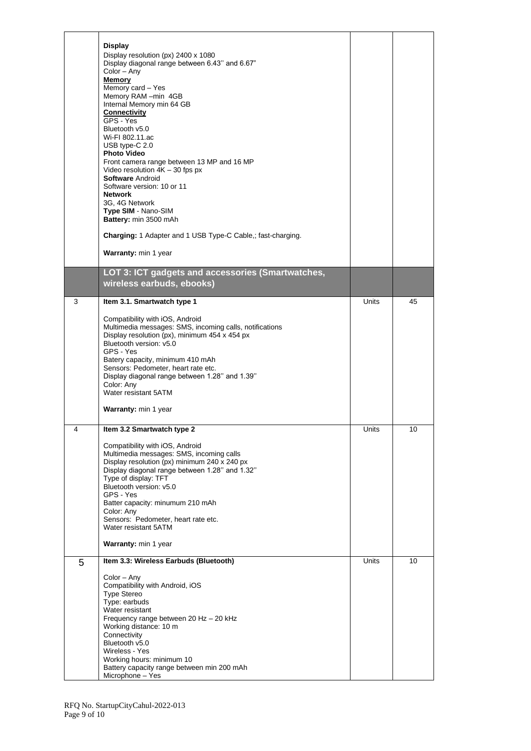| | | | |
|---|---|---|---|
| | **Display**<br>Display resolution (px) 2400 x 1080<br>Display diagonal range between 6.43'' and 6.67"<br>Color – Any<br>**Memory**<br>Memory card – Yes<br>Memory RAM –min 4GB<br>Internal Memory min 64 GB<br>**Connectivity**<br>GPS - Yes<br>Bluetooth v5.0<br>Wi-FI 802.11.ac<br>USB type-C 2.0<br>**Photo Video**<br>Front camera range between 13 MP and 16 MP<br>Video resolution 4K – 30 fps px<br>**Software** Android<br>Software version: 10 or 11<br>**Network**<br>3G, 4G Network<br>**Type SIM** - Nano-SIM<br>**Battery:** min 3500 mAh<br><br>**Charging:** 1 Adapter and 1 USB Type-C Cable,; fast-charging.<br><br>**Warranty:** min 1 year | | |
| | **LOT 3: ICT gadgets and accessories (Smartwatches, wireless earbuds, ebooks)** | | |
| 3 | **Item 3.1. Smartwatch type 1**<br><br>Compatibility with iOS, Android<br>Multimedia messages: SMS, incoming calls, notifications<br>Display resolution (px), minimum 454 x 454 px<br>Bluetooth version: v5.0<br>GPS - Yes<br>Batery capacity, minimum 410 mAh<br>Sensors: Pedometer, heart rate etc.<br>Display diagonal range between 1.28'' and 1.39''<br>Color: Any<br>Water resistant 5ATM<br><br>**Warranty:** min 1 year | Units | 45 |
| 4 | **Item 3.2 Smartwatch type 2**<br><br>Compatibility with iOS, Android<br>Multimedia messages: SMS, incoming calls<br>Display resolution (px) minimum 240 x 240 px<br>Display diagonal range between 1.28'' and 1.32''<br>Type of display: TFT<br>Bluetooth version: v5.0<br>GPS - Yes<br>Batter capacity: minumum 210 mAh<br>Color: Any<br>Sensors: Pedometer, heart rate etc.<br>Water resistant 5ATM<br><br>**Warranty:** min 1 year | Units | 10 |
| 5 | **Item 3.3: Wireless Earbuds (Bluetooth)**<br><br>Color – Any<br>Compatibility with Android, iOS<br>Type Stereo<br>Type: earbuds<br>Water resistant<br>Frequency range between 20 Hz – 20 kHz<br>Working distance: 10 m<br>Connectivity<br>Bluetooth v5.0<br>Wireless - Yes<br>Working hours: minimum 10<br>Battery capacity range between min 200 mAh<br>Microphone – Yes | Units | 10 |

RFQ No. StartupCityCahul-2022-013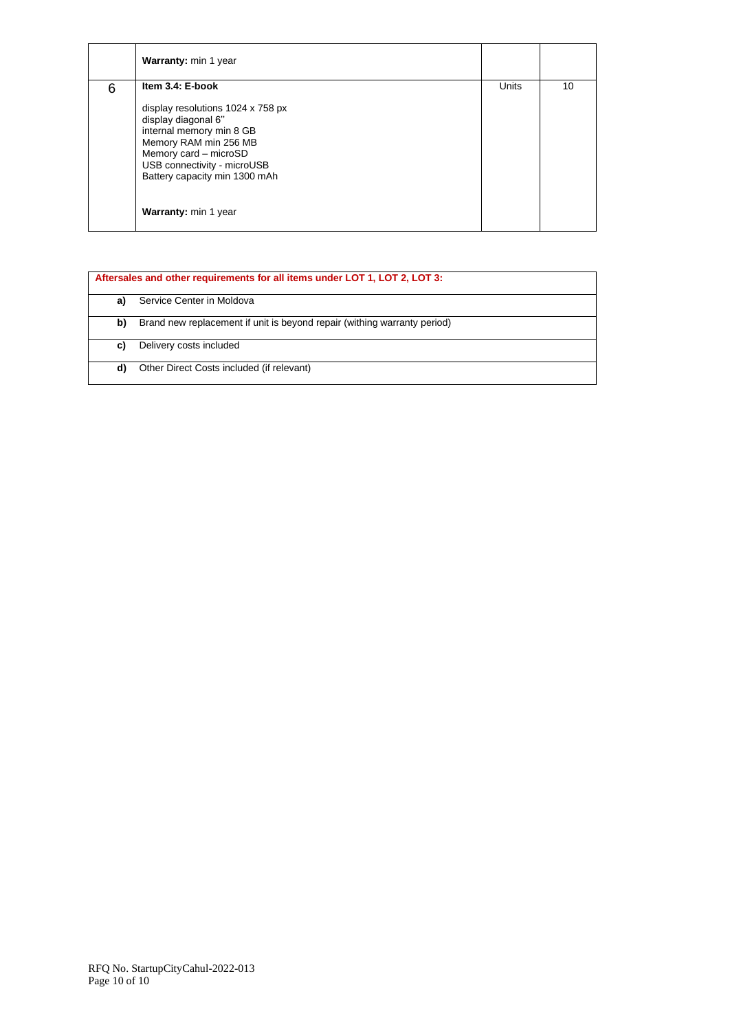| | | | |
|---|---|---|---|
| | **Warranty:** min 1 year | | |
| 6 | **Item 3.4: E-book**<br><br>display resolutions 1024 x 758 px<br>display diagonal 6''<br>internal memory min 8 GB<br>Memory RAM min 256 MB<br>Memory card – microSD<br>USB connectivity - microUSB<br>Battery capacity min 1300 mAh<br><br>**Warranty:** min 1 year | Units | 10 |

| **Aftersales and other requirements for all items under LOT 1, LOT 2, LOT 3:** | |
|---|---|
| **a)** | Service Center in Moldova |
| **b)** | Brand new replacement if unit is beyond repair (withing warranty period) |
| **c)** | Delivery costs included |
| **d)** | Other Direct Costs included (if relevant) |